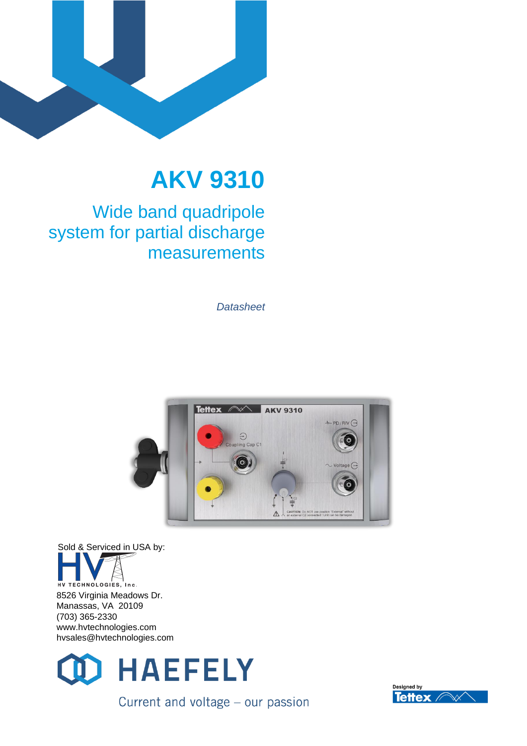# AKV 9310

## Wide band quadripole system for partial discharge measurements

*Datasheet*

Sold & Serviced in USA by:

HV TECHNOLOGIES, Inc.

8526 Virginia Meadows Dr.
Manassas, VA 20109
(703) 365-2330
www.hvtechnologies.com
hvsales@hvtechnologies.com

HAEFELY

Current and voltage – our passion

Designed by Tettex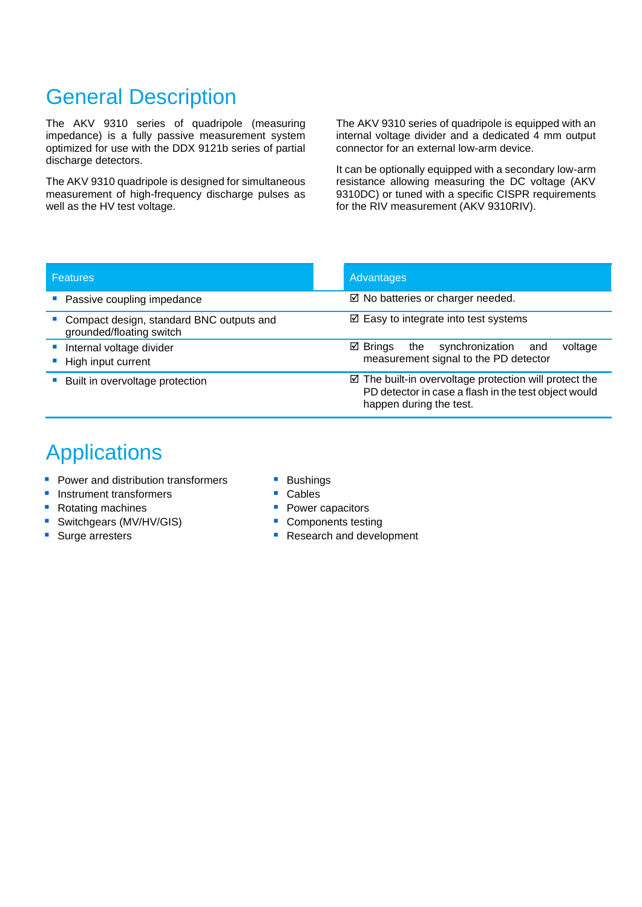# General Description

The AKV 9310 series of quadripole (measuring impedance) is a fully passive measurement system optimized for use with the DDX 9121b series of partial discharge detectors.

The AKV 9310 quadripole is designed for simultaneous measurement of high-frequency discharge pulses as well as the HV test voltage.

The AKV 9310 series of quadripole is equipped with an internal voltage divider and a dedicated 4 mm output connector for an external low-arm device.

It can be optionally equipped with a secondary low-arm resistance allowing measuring the DC voltage (AKV 9310DC) or tuned with a specific CISPR requirements for the RIV measurement (AKV 9310RIV).

| Features | Advantages |
| --- | --- |
| ▪ Passive coupling impedance | ☑ No batteries or charger needed. |
| ▪ Compact design, standard BNC outputs and grounded/floating switch | ☑ Easy to integrate into test systems |
| ▪ Internal voltage divider<br>▪ High input current | ☑ Brings the synchronization and voltage measurement signal to the PD detector |
| ▪ Built in overvoltage protection | ☑ The built-in overvoltage protection will protect the PD detector in case a flash in the test object would happen during the test. |

# Applications

- Power and distribution transformers
- Instrument transformers
- Rotating machines
- Switchgears (MV/HV/GIS)
- Surge arresters
- Bushings
- Cables
- Power capacitors
- Components testing
- Research and development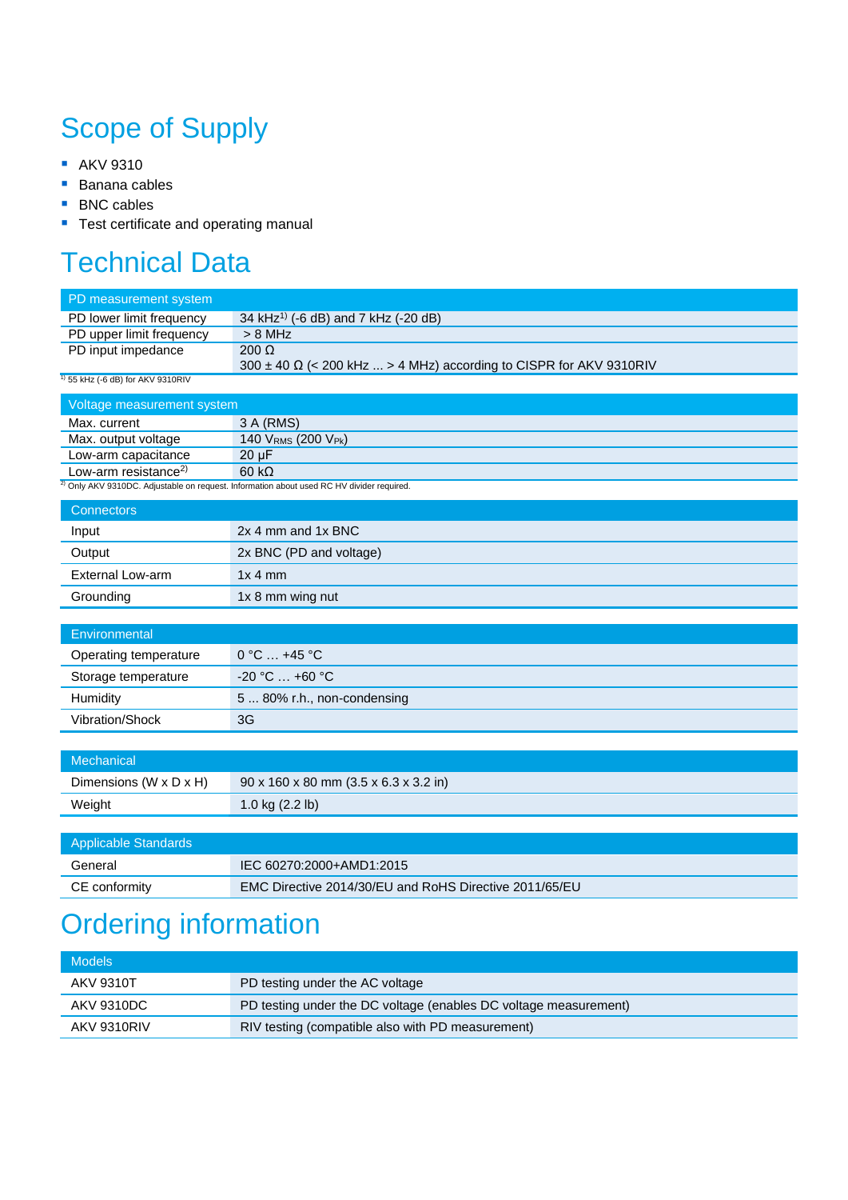# Scope of Supply

- AKV 9310
- Banana cables
- BNC cables
- Test certificate and operating manual

# Technical Data

| PD measurement system | |
|---|---|
| PD lower limit frequency | 34 kHz[1] (-6 dB) and 7 kHz (-20 dB) |
| PD upper limit frequency | > 8 MHz |
| PD input impedance | 200 Ω<br>300 ± 40 Ω (< 200 kHz ... > 4 MHz) according to CISPR for AKV 9310RIV |

[1] 55 kHz (-6 dB) for AKV 9310RIV

| Voltage measurement system | |
|---|---|
| Max. current | 3 A (RMS) |
| Max. output voltage | 140 $V_{RMS}$ (200 $V_{Pk}$) |
| Low-arm capacitance | 20 µF |
| Low-arm resistance[2] | 60 kΩ |

[2] Only AKV 9310DC. Adjustable on request. Information about used RC HV divider required.

| Connectors | |
|---|---|
| Input | 2x 4 mm and 1x BNC |
| Output | 2x BNC (PD and voltage) |
| External Low-arm | 1x 4 mm |
| Grounding | 1x 8 mm wing nut |

| Environmental | |
|---|---|
| Operating temperature | 0 °C … +45 °C |
| Storage temperature | -20 °C … +60 °C |
| Humidity | 5 ... 80% r.h., non-condensing |
| Vibration/Shock | 3G |

| Mechanical | |
|---|---|
| Dimensions (W x D x H) | 90 x 160 x 80 mm (3.5 x 6.3 x 3.2 in) |
| Weight | 1.0 kg (2.2 lb) |

| Applicable Standards | |
|---|---|
| General | IEC 60270:2000+AMD1:2015 |
| CE conformity | EMC Directive 2014/30/EU and RoHS Directive 2011/65/EU |

# Ordering information

| Models | |
|---|---|
| AKV 9310T | PD testing under the AC voltage |
| AKV 9310DC | PD testing under the DC voltage (enables DC voltage measurement) |
| AKV 9310RIV | RIV testing (compatible also with PD measurement) |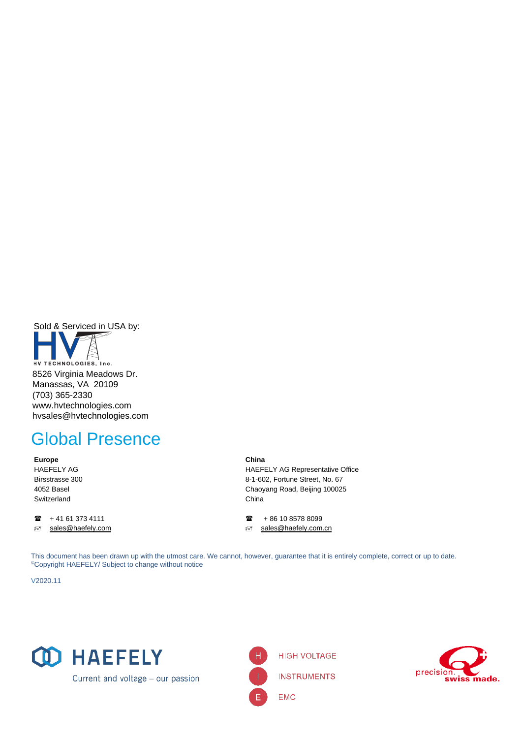Sold & Serviced in USA by:

HV TECHNOLOGIES, Inc.

8526 Virginia Meadows Dr.
Manassas, VA 20109
(703) 365-2330
www.hvtechnologies.com
hvsales@hvtechnologies.com

# Global Presence

**Europe**
HAEFELY AG
Birsstrasse 300
4052 Basel
Switzerland

☎ + 41 61 373 4111
sales@haefely.com

**China**
HAEFELY AG Representative Office
8-1-602, Fortune Street, No. 67
Chaoyang Road, Beijing 100025
China

☎ + 86 10 8578 8099
sales@haefely.com.cn

This document has been drawn up with the utmost care. We cannot, however, guarantee that it is entirely complete, correct or up to date.
©Copyright HAEFELY/ Subject to change without notice

V2020.11

HAEFELY
Current and voltage – our passion

H HIGH VOLTAGE
I INSTRUMENTS
E EMC

precision. swiss made.